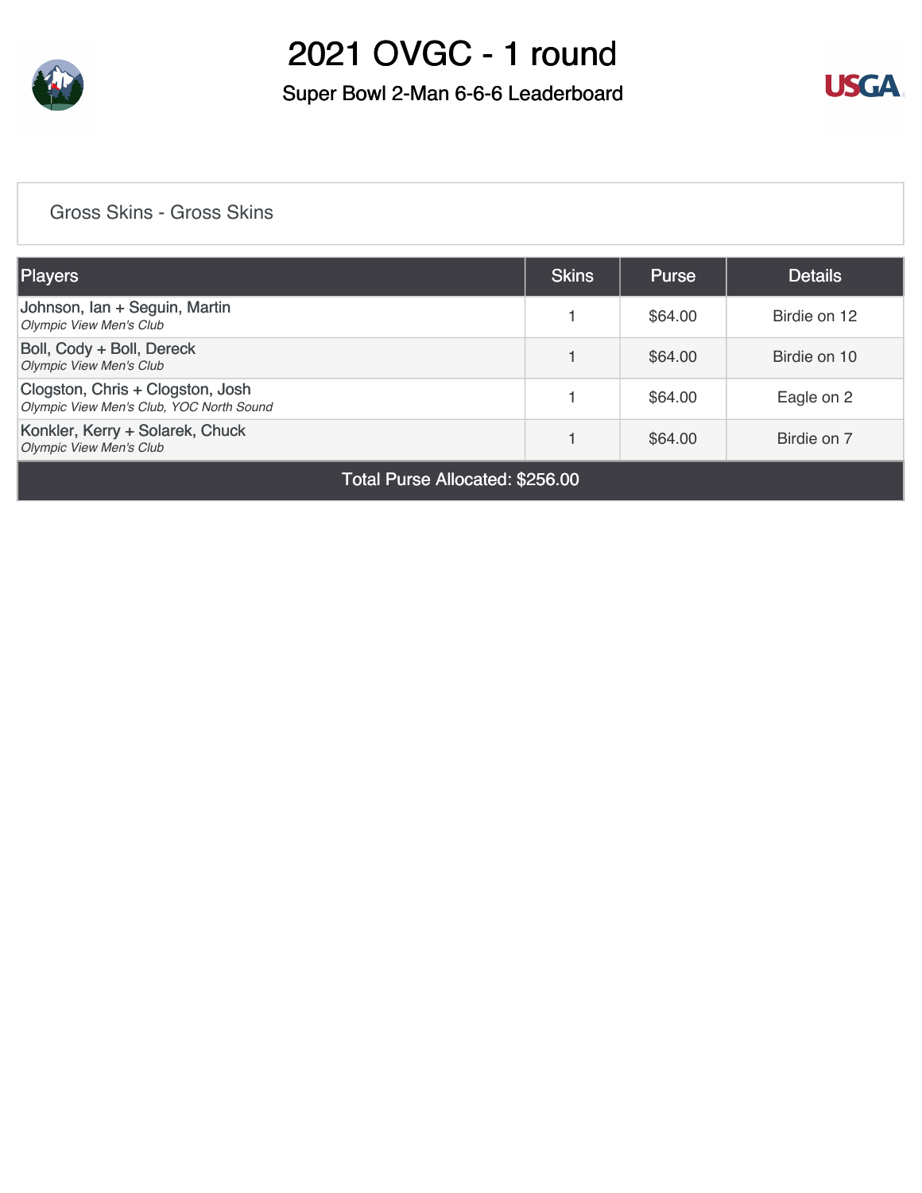# 2021 OVGC - 1 round

## Super Bowl 2-Man 6-6-6 Leaderboard

### Gross Skins - Gross Skins

| Players | Skins | Purse | Details |
|---|---|---|---|
| Johnson, Ian + Seguin, Martin<br>*Olympic View Men's Club* | 1 | $64.00 | Birdie on 12 |
| Boll, Cody + Boll, Dereck<br>*Olympic View Men's Club* | 1 | $64.00 | Birdie on 10 |
| Clogston, Chris + Clogston, Josh<br>*Olympic View Men's Club, YOC North Sound* | 1 | $64.00 | Eagle on 2 |
| Konkler, Kerry + Solarek, Chuck<br>*Olympic View Men's Club* | 1 | $64.00 | Birdie on 7 |
| Total Purse Allocated: $256.00 | | | |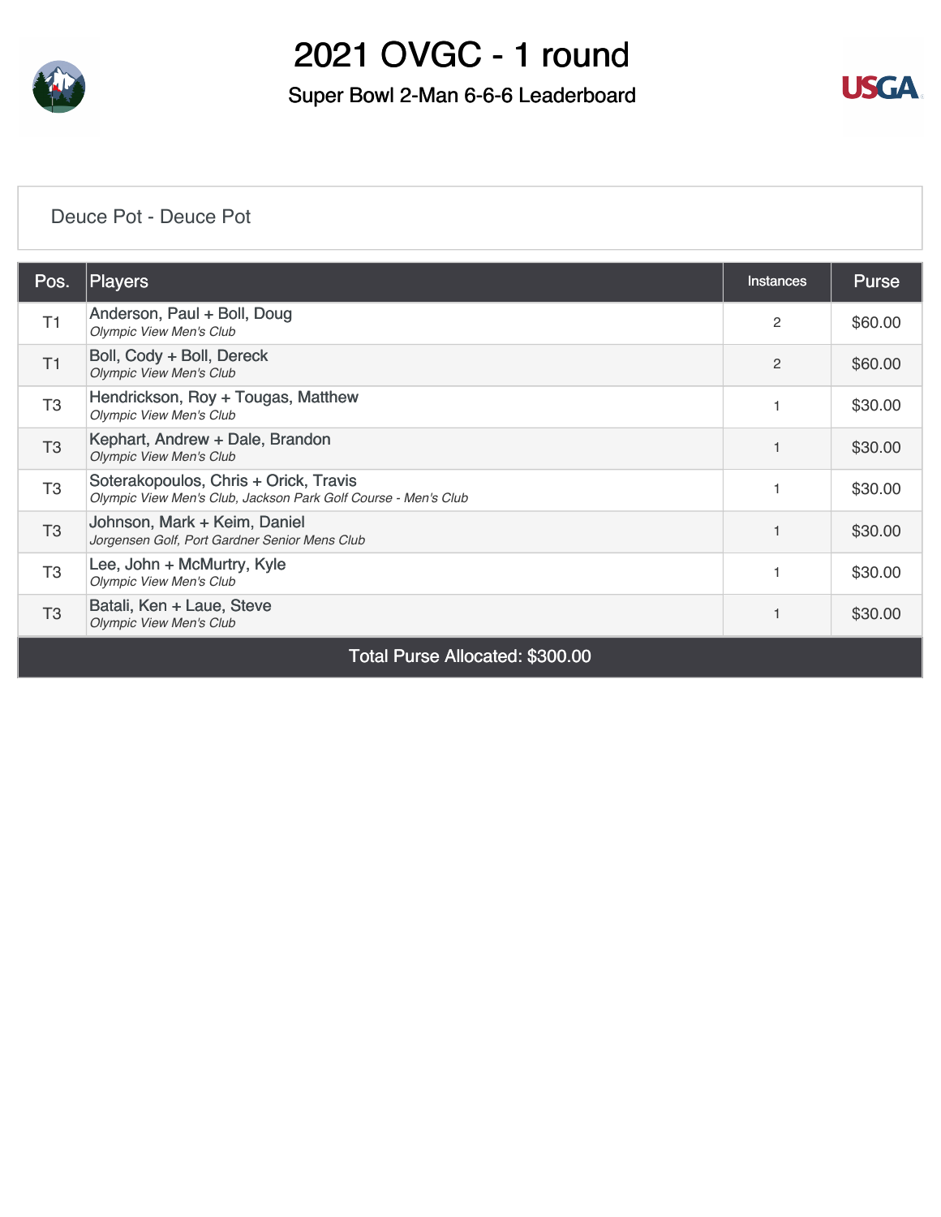# 2021 OVGC - 1 round

## Super Bowl 2-Man 6-6-6 Leaderboard

### Deuce Pot - Deuce Pot

| Pos. | Players | Instances | Purse |
|---|---|---|---|
| T1 | Anderson, Paul + Boll, Doug<br>*Olympic View Men's Club* | 2 | $60.00 |
| T1 | Boll, Cody + Boll, Dereck<br>*Olympic View Men's Club* | 2 | $60.00 |
| T3 | Hendrickson, Roy + Tougas, Matthew<br>*Olympic View Men's Club* | 1 | $30.00 |
| T3 | Kephart, Andrew + Dale, Brandon<br>*Olympic View Men's Club* | 1 | $30.00 |
| T3 | Soterakopoulos, Chris + Orick, Travis<br>*Olympic View Men's Club, Jackson Park Golf Course - Men's Club* | 1 | $30.00 |
| T3 | Johnson, Mark + Keim, Daniel<br>*Jorgensen Golf, Port Gardner Senior Mens Club* | 1 | $30.00 |
| T3 | Lee, John + McMurtry, Kyle<br>*Olympic View Men's Club* | 1 | $30.00 |
| T3 | Batali, Ken + Laue, Steve<br>*Olympic View Men's Club* | 1 | $30.00 |
| Total Purse Allocated: $300.00 | | | |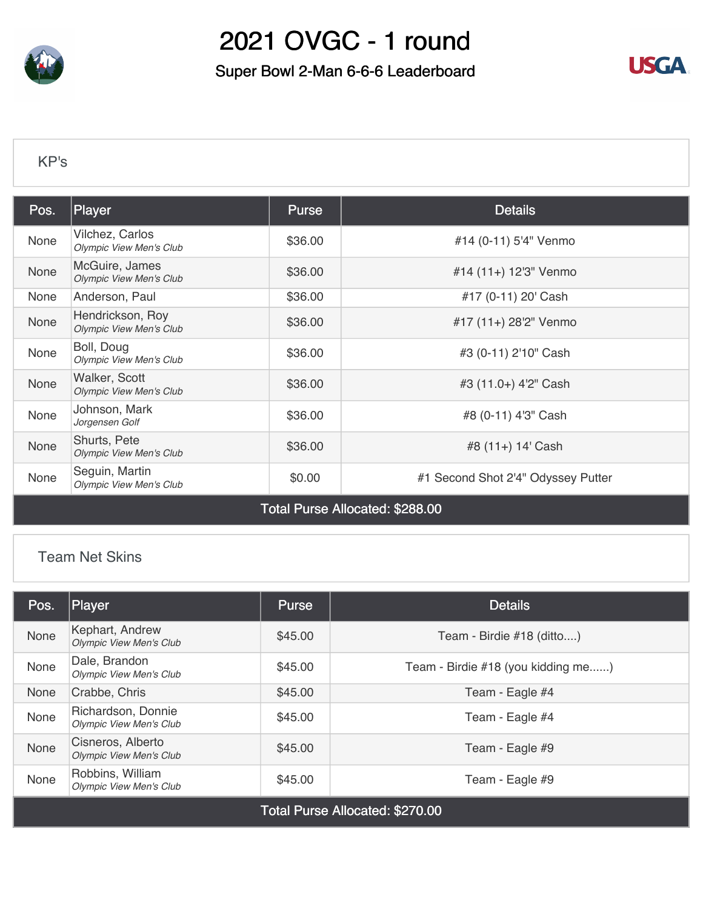# 2021 OVGC - 1 round

## Super Bowl 2-Man 6-6-6 Leaderboard

### KP's

| Pos. | Player | Purse | Details |
|---|---|---|---|
| None | Vilchez, Carlos<br>*Olympic View Men's Club* | $36.00 | #14 (0-11) 5'4" Venmo |
| None | McGuire, James<br>*Olympic View Men's Club* | $36.00 | #14 (11+) 12'3" Venmo |
| None | Anderson, Paul | $36.00 | #17 (0-11) 20' Cash |
| None | Hendrickson, Roy<br>*Olympic View Men's Club* | $36.00 | #17 (11+) 28'2" Venmo |
| None | Boll, Doug<br>*Olympic View Men's Club* | $36.00 | #3 (0-11) 2'10" Cash |
| None | Walker, Scott<br>*Olympic View Men's Club* | $36.00 | #3 (11.0+) 4'2" Cash |
| None | Johnson, Mark<br>*Jorgensen Golf* | $36.00 | #8 (0-11) 4'3" Cash |
| None | Shurts, Pete<br>*Olympic View Men's Club* | $36.00 | #8 (11+) 14' Cash |
| None | Seguin, Martin<br>*Olympic View Men's Club* | $0.00 | #1 Second Shot 2'4" Odyssey Putter |
| Total Purse Allocated: $288.00 | | | |

### Team Net Skins

| Pos. | Player | Purse | Details |
|---|---|---|---|
| None | Kephart, Andrew<br>*Olympic View Men's Club* | $45.00 | Team - Birdie #18 (ditto....) |
| None | Dale, Brandon<br>*Olympic View Men's Club* | $45.00 | Team - Birdie #18 (you kidding me......) |
| None | Crabbe, Chris | $45.00 | Team - Eagle #4 |
| None | Richardson, Donnie<br>*Olympic View Men's Club* | $45.00 | Team - Eagle #4 |
| None | Cisneros, Alberto<br>*Olympic View Men's Club* | $45.00 | Team - Eagle #9 |
| None | Robbins, William<br>*Olympic View Men's Club* | $45.00 | Team - Eagle #9 |
| Total Purse Allocated: $270.00 | | | |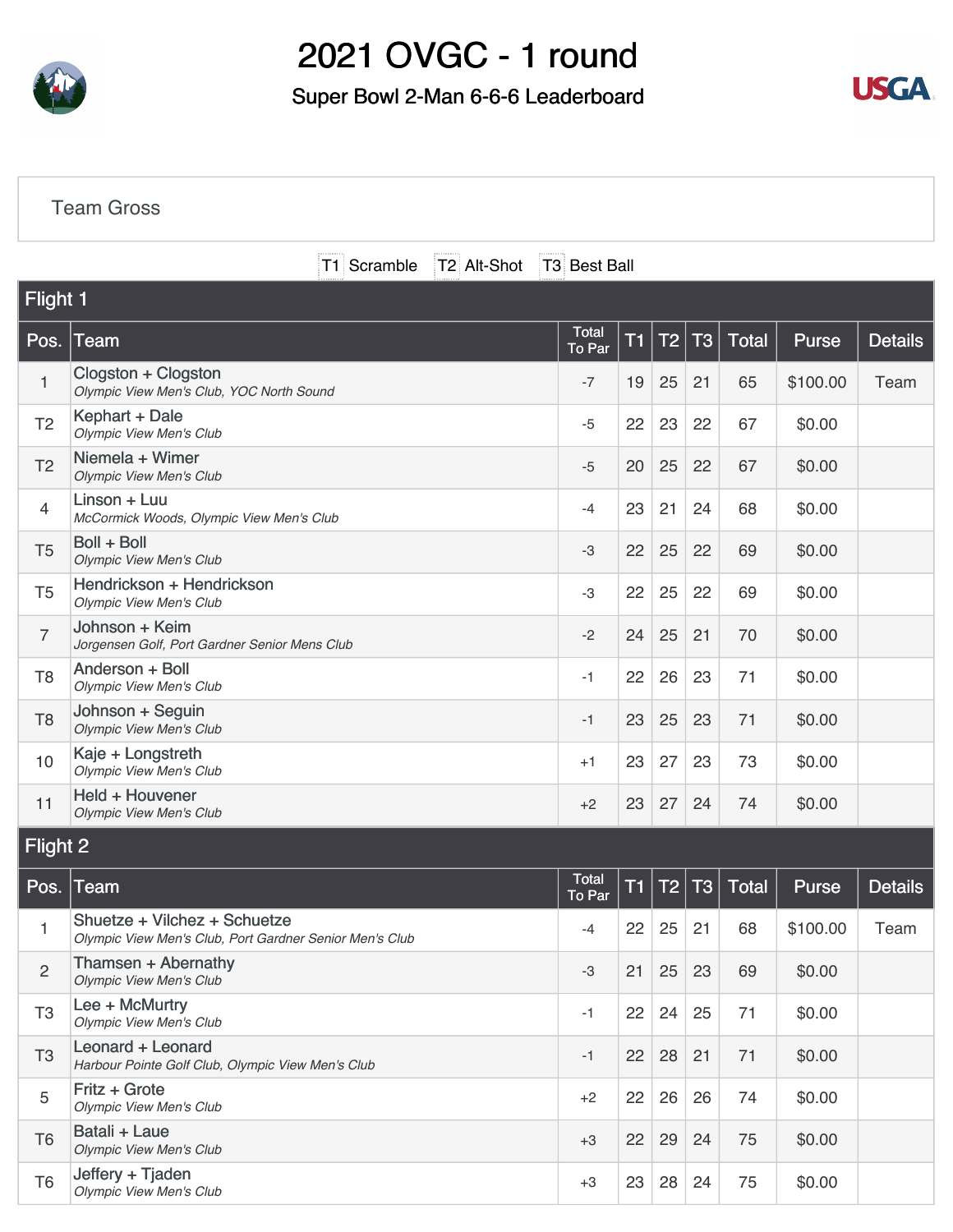# 2021 OVGC - 1 round

## Super Bowl 2-Man 6-6-6 Leaderboard

### Team Gross

T1 Scramble T2 Alt-Shot T3 Best Ball

### Flight 1

| Pos. | Team | Total To Par | T1 | T2 | T3 | Total | Purse | Details |
|---|---|---|---|---|---|---|---|---|
| 1 | Clogston + Clogston<br>*Olympic View Men's Club, YOC North Sound* | -7 | 19 | 25 | 21 | 65 | $100.00 | Team |
| T2 | Kephart + Dale<br>*Olympic View Men's Club* | -5 | 22 | 23 | 22 | 67 | $0.00 | |
| T2 | Niemela + Wimer<br>*Olympic View Men's Club* | -5 | 20 | 25 | 22 | 67 | $0.00 | |
| 4 | Linson + Luu<br>*McCormick Woods, Olympic View Men's Club* | -4 | 23 | 21 | 24 | 68 | $0.00 | |
| T5 | Boll + Boll<br>*Olympic View Men's Club* | -3 | 22 | 25 | 22 | 69 | $0.00 | |
| T5 | Hendrickson + Hendrickson<br>*Olympic View Men's Club* | -3 | 22 | 25 | 22 | 69 | $0.00 | |
| 7 | Johnson + Keim<br>*Jorgensen Golf, Port Gardner Senior Mens Club* | -2 | 24 | 25 | 21 | 70 | $0.00 | |
| T8 | Anderson + Boll<br>*Olympic View Men's Club* | -1 | 22 | 26 | 23 | 71 | $0.00 | |
| T8 | Johnson + Seguin<br>*Olympic View Men's Club* | -1 | 23 | 25 | 23 | 71 | $0.00 | |
| 10 | Kaje + Longstreth<br>*Olympic View Men's Club* | +1 | 23 | 27 | 23 | 73 | $0.00 | |
| 11 | Held + Houvener<br>*Olympic View Men's Club* | +2 | 23 | 27 | 24 | 74 | $0.00 | |

### Flight 2

| Pos. | Team | Total To Par | T1 | T2 | T3 | Total | Purse | Details |
|---|---|---|---|---|---|---|---|---|
| 1 | Shuetze + Vilchez + Schuetze<br>*Olympic View Men's Club, Port Gardner Senior Men's Club* | -4 | 22 | 25 | 21 | 68 | $100.00 | Team |
| 2 | Thamsen + Abernathy<br>*Olympic View Men's Club* | -3 | 21 | 25 | 23 | 69 | $0.00 | |
| T3 | Lee + McMurtry<br>*Olympic View Men's Club* | -1 | 22 | 24 | 25 | 71 | $0.00 | |
| T3 | Leonard + Leonard<br>*Harbour Pointe Golf Club, Olympic View Men's Club* | -1 | 22 | 28 | 21 | 71 | $0.00 | |
| 5 | Fritz + Grote<br>*Olympic View Men's Club* | +2 | 22 | 26 | 26 | 74 | $0.00 | |
| T6 | Batali + Laue<br>*Olympic View Men's Club* | +3 | 22 | 29 | 24 | 75 | $0.00 | |
| T6 | Jeffery + Tjaden<br>*Olympic View Men's Club* | +3 | 23 | 28 | 24 | 75 | $0.00 | |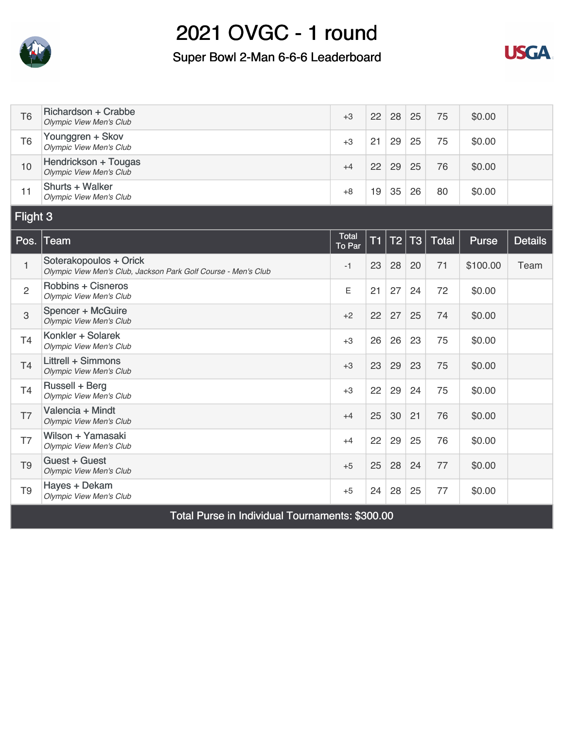# 2021 OVGC - 1 round

## Super Bowl 2-Man 6-6-6 Leaderboard

| Pos. | Team | Total To Par | T1 | T2 | T3 | Total | Purse | Details |
|---|---|---|---|---|---|---|---|---|
| T6 | Richardson + Crabbe<br>*Olympic View Men's Club* | +3 | 22 | 28 | 25 | 75 | $0.00 | |
| T6 | Younggren + Skov<br>*Olympic View Men's Club* | +3 | 21 | 29 | 25 | 75 | $0.00 | |
| 10 | Hendrickson + Tougas<br>*Olympic View Men's Club* | +4 | 22 | 29 | 25 | 76 | $0.00 | |
| 11 | Shurts + Walker<br>*Olympic View Men's Club* | +8 | 19 | 35 | 26 | 80 | $0.00 | |

### Flight 3

| Pos. | Team | Total To Par | T1 | T2 | T3 | Total | Purse | Details |
|---|---|---|---|---|---|---|---|---|
| 1 | Soterakopoulos + Orick<br>*Olympic View Men's Club, Jackson Park Golf Course - Men's Club* | -1 | 23 | 28 | 20 | 71 | $100.00 | Team |
| 2 | Robbins + Cisneros<br>*Olympic View Men's Club* | E | 21 | 27 | 24 | 72 | $0.00 | |
| 3 | Spencer + McGuire<br>*Olympic View Men's Club* | +2 | 22 | 27 | 25 | 74 | $0.00 | |
| T4 | Konkler + Solarek<br>*Olympic View Men's Club* | +3 | 26 | 26 | 23 | 75 | $0.00 | |
| T4 | Littrell + Simmons<br>*Olympic View Men's Club* | +3 | 23 | 29 | 23 | 75 | $0.00 | |
| T4 | Russell + Berg<br>*Olympic View Men's Club* | +3 | 22 | 29 | 24 | 75 | $0.00 | |
| T7 | Valencia + Mindt<br>*Olympic View Men's Club* | +4 | 25 | 30 | 21 | 76 | $0.00 | |
| T7 | Wilson + Yamasaki<br>*Olympic View Men's Club* | +4 | 22 | 29 | 25 | 76 | $0.00 | |
| T9 | Guest + Guest<br>*Olympic View Men's Club* | +5 | 25 | 28 | 24 | 77 | $0.00 | |
| T9 | Hayes + Dekam<br>*Olympic View Men's Club* | +5 | 24 | 28 | 25 | 77 | $0.00 | |

**Total Purse in Individual Tournaments: $300.00**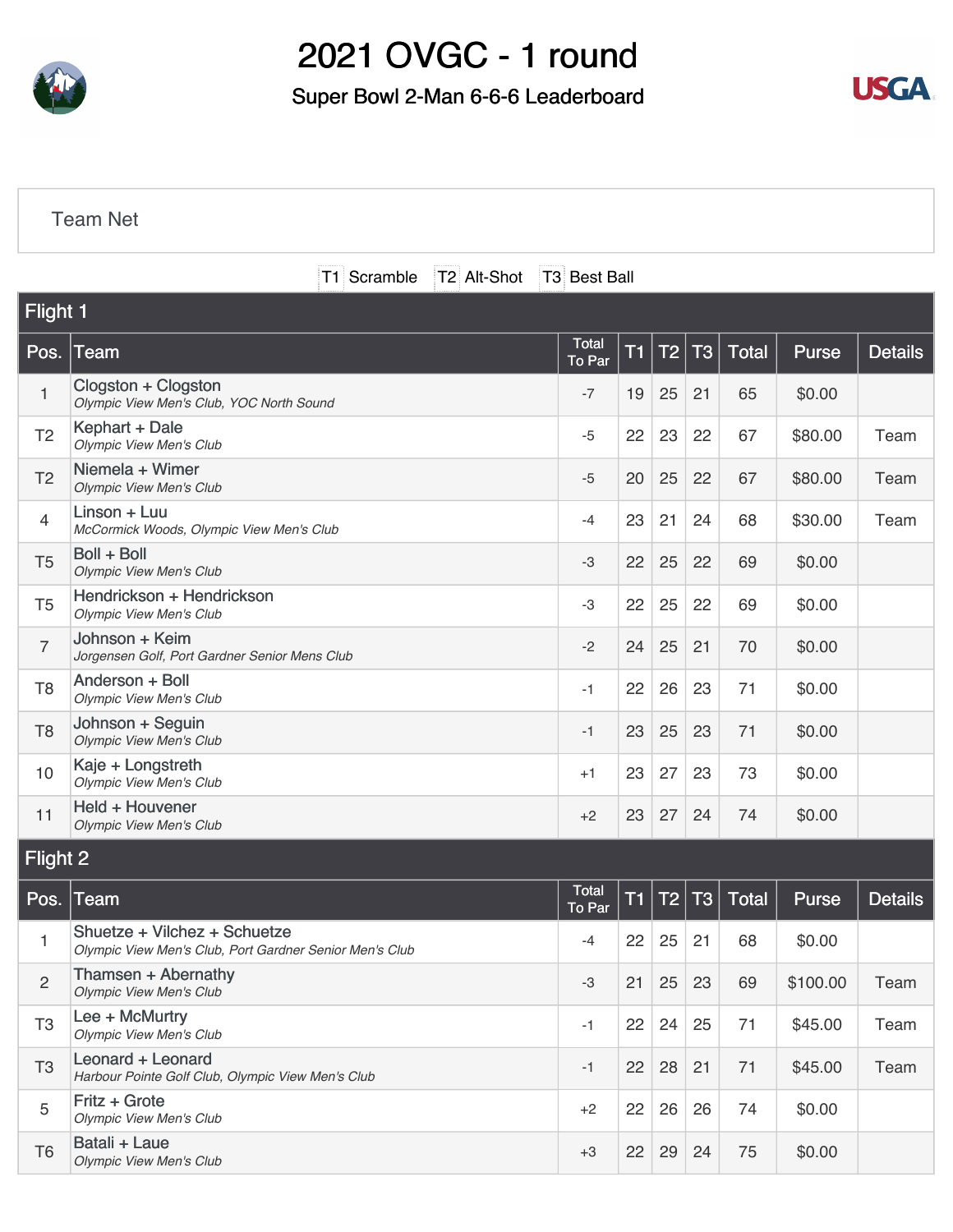# 2021 OVGC - 1 round

## Super Bowl 2-Man 6-6-6 Leaderboard

Team Net

T1 Scramble T2 Alt-Shot T3 Best Ball

### Flight 1

| Pos. | Team | Total To Par | T1 | T2 | T3 | Total | Purse | Details |
|---|---|---|---|---|---|---|---|---|
| 1 | Clogston + Clogston *Olympic View Men's Club, YOC North Sound* | -7 | 19 | 25 | 21 | 65 | $0.00 | |
| T2 | Kephart + Dale *Olympic View Men's Club* | -5 | 22 | 23 | 22 | 67 | $80.00 | Team |
| T2 | Niemela + Wimer *Olympic View Men's Club* | -5 | 20 | 25 | 22 | 67 | $80.00 | Team |
| 4 | Linson + Luu *McCormick Woods, Olympic View Men's Club* | -4 | 23 | 21 | 24 | 68 | $30.00 | Team |
| T5 | Boll + Boll *Olympic View Men's Club* | -3 | 22 | 25 | 22 | 69 | $0.00 | |
| T5 | Hendrickson + Hendrickson *Olympic View Men's Club* | -3 | 22 | 25 | 22 | 69 | $0.00 | |
| 7 | Johnson + Keim *Jorgensen Golf, Port Gardner Senior Mens Club* | -2 | 24 | 25 | 21 | 70 | $0.00 | |
| T8 | Anderson + Boll *Olympic View Men's Club* | -1 | 22 | 26 | 23 | 71 | $0.00 | |
| T8 | Johnson + Seguin *Olympic View Men's Club* | -1 | 23 | 25 | 23 | 71 | $0.00 | |
| 10 | Kaje + Longstreth *Olympic View Men's Club* | +1 | 23 | 27 | 23 | 73 | $0.00 | |
| 11 | Held + Houvener *Olympic View Men's Club* | +2 | 23 | 27 | 24 | 74 | $0.00 | |

### Flight 2

| Pos. | Team | Total To Par | T1 | T2 | T3 | Total | Purse | Details |
|---|---|---|---|---|---|---|---|---|
| 1 | Shuetze + Vilchez + Schuetze *Olympic View Men's Club, Port Gardner Senior Men's Club* | -4 | 22 | 25 | 21 | 68 | $0.00 | |
| 2 | Thamsen + Abernathy *Olympic View Men's Club* | -3 | 21 | 25 | 23 | 69 | $100.00 | Team |
| T3 | Lee + McMurtry *Olympic View Men's Club* | -1 | 22 | 24 | 25 | 71 | $45.00 | Team |
| T3 | Leonard + Leonard *Harbour Pointe Golf Club, Olympic View Men's Club* | -1 | 22 | 28 | 21 | 71 | $45.00 | Team |
| 5 | Fritz + Grote *Olympic View Men's Club* | +2 | 22 | 26 | 26 | 74 | $0.00 | |
| T6 | Batali + Laue *Olympic View Men's Club* | +3 | 22 | 29 | 24 | 75 | $0.00 | |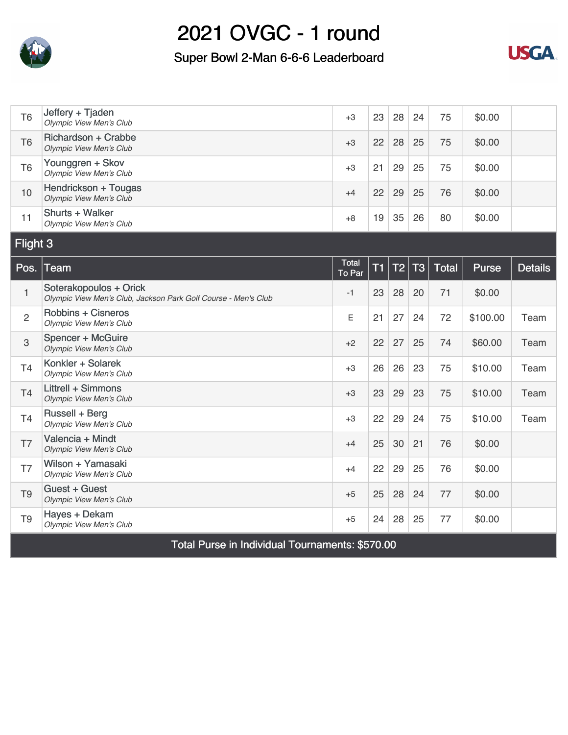# 2021 OVGC - 1 round

## Super Bowl 2-Man 6-6-6 Leaderboard

| | | | | | | | | |
|---|---|---|---|---|---|---|---|---|
| T6 | Jeffery + Tjaden<br>*Olympic View Men's Club* | +3 | 23 | 28 | 24 | 75 | $0.00 | |
| T6 | Richardson + Crabbe<br>*Olympic View Men's Club* | +3 | 22 | 28 | 25 | 75 | $0.00 | |
| T6 | Younggren + Skov<br>*Olympic View Men's Club* | +3 | 21 | 29 | 25 | 75 | $0.00 | |
| 10 | Hendrickson + Tougas<br>*Olympic View Men's Club* | +4 | 22 | 29 | 25 | 76 | $0.00 | |
| 11 | Shurts + Walker<br>*Olympic View Men's Club* | +8 | 19 | 35 | 26 | 80 | $0.00 | |

### Flight 3

| Pos. | Team | Total To Par | T1 | T2 | T3 | Total | Purse | Details |
|---|---|---|---|---|---|---|---|---|
| 1 | Soterakopoulos + Orick<br>*Olympic View Men's Club, Jackson Park Golf Course - Men's Club* | -1 | 23 | 28 | 20 | 71 | $0.00 | |
| 2 | Robbins + Cisneros<br>*Olympic View Men's Club* | E | 21 | 27 | 24 | 72 | $100.00 | Team |
| 3 | Spencer + McGuire<br>*Olympic View Men's Club* | +2 | 22 | 27 | 25 | 74 | $60.00 | Team |
| T4 | Konkler + Solarek<br>*Olympic View Men's Club* | +3 | 26 | 26 | 23 | 75 | $10.00 | Team |
| T4 | Littrell + Simmons<br>*Olympic View Men's Club* | +3 | 23 | 29 | 23 | 75 | $10.00 | Team |
| T4 | Russell + Berg<br>*Olympic View Men's Club* | +3 | 22 | 29 | 24 | 75 | $10.00 | Team |
| T7 | Valencia + Mindt<br>*Olympic View Men's Club* | +4 | 25 | 30 | 21 | 76 | $0.00 | |
| T7 | Wilson + Yamasaki<br>*Olympic View Men's Club* | +4 | 22 | 29 | 25 | 76 | $0.00 | |
| T9 | Guest + Guest<br>*Olympic View Men's Club* | +5 | 25 | 28 | 24 | 77 | $0.00 | |
| T9 | Hayes + Dekam<br>*Olympic View Men's Club* | +5 | 24 | 28 | 25 | 77 | $0.00 | |

Total Purse in Individual Tournaments: $570.00